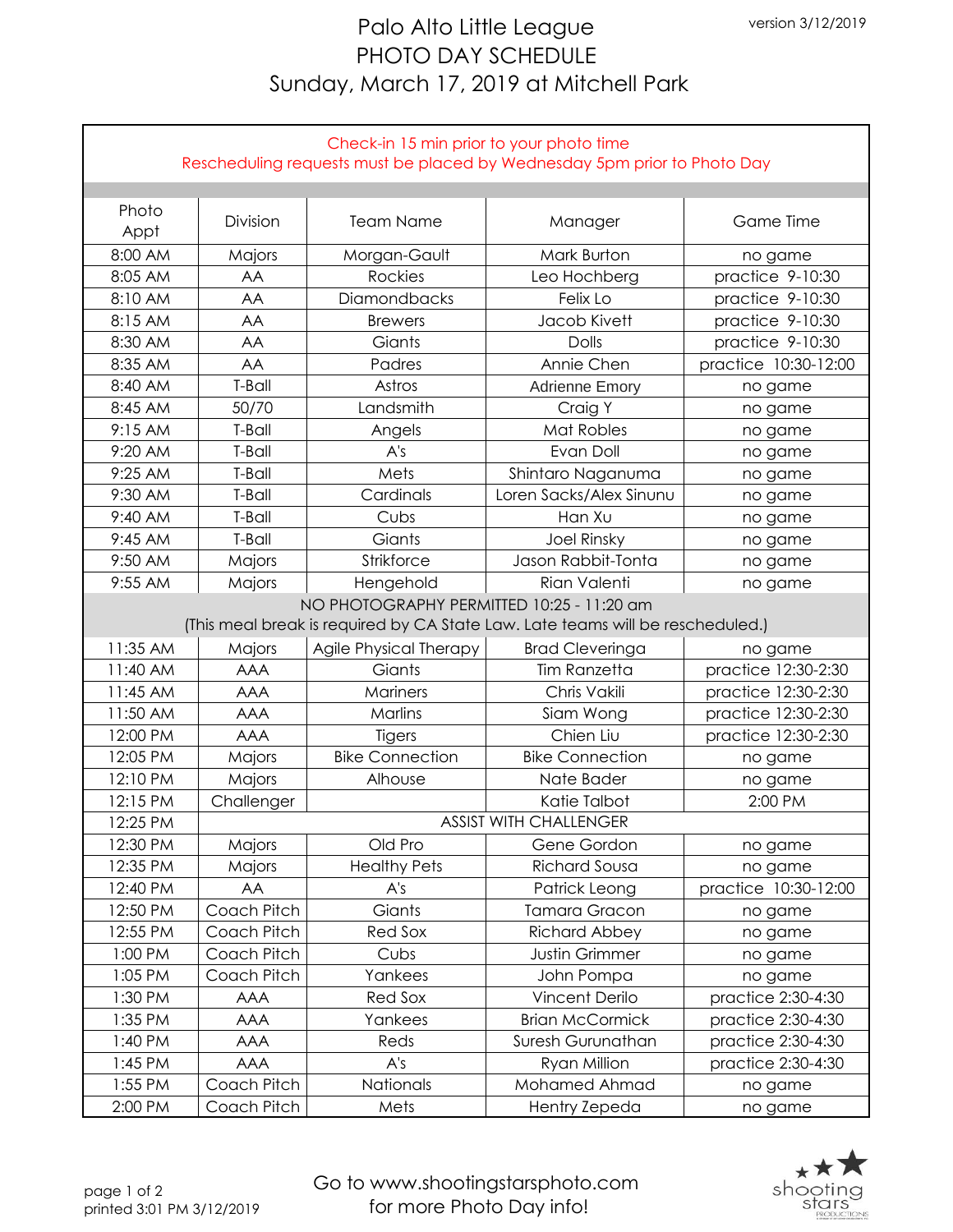version 3/12/2019

# Palo Alto Little League
## PHOTO DAY SCHEDULE
## Sunday, March 17, 2019 at Mitchell Park

Check-in 15 min prior to your photo time
Rescheduling requests must be placed by Wednesday 5pm prior to Photo Day

| Photo Appt | Division | Team Name | Manager | Game Time |
|---|---|---|---|---|
| 8:00 AM | Majors | Morgan-Gault | Mark Burton | no game |
| 8:05 AM | AA | Rockies | Leo Hochberg | practice 9-10:30 |
| 8:10 AM | AA | Diamondbacks | Felix Lo | practice 9-10:30 |
| 8:15 AM | AA | Brewers | Jacob Kivett | practice 9-10:30 |
| 8:30 AM | AA | Giants | Dolls | practice 9-10:30 |
| 8:35 AM | AA | Padres | Annie Chen | practice 10:30-12:00 |
| 8:40 AM | T-Ball | Astros | Adrienne Emory | no game |
| 8:45 AM | 50/70 | Landsmith | Craig Y | no game |
| 9:15 AM | T-Ball | Angels | Mat Robles | no game |
| 9:20 AM | T-Ball | A's | Evan Doll | no game |
| 9:25 AM | T-Ball | Mets | Shintaro Naganuma | no game |
| 9:30 AM | T-Ball | Cardinals | Loren Sacks/Alex Sinunu | no game |
| 9:40 AM | T-Ball | Cubs | Han Xu | no game |
| 9:45 AM | T-Ball | Giants | Joel Rinsky | no game |
| 9:50 AM | Majors | Strikforce | Jason Rabbit-Tonta | no game |
| 9:55 AM | Majors | Hengehold | Rian Valenti | no game |
| NO PHOTOGRAPHY PERMITTED 10:25 - 11:20 am (This meal break is required by CA State Law. Late teams will be rescheduled.) | | | | |
| 11:35 AM | Majors | Agile Physical Therapy | Brad Cleveringa | no game |
| 11:40 AM | AAA | Giants | Tim Ranzetta | practice 12:30-2:30 |
| 11:45 AM | AAA | Mariners | Chris Vakili | practice 12:30-2:30 |
| 11:50 AM | AAA | Marlins | Siam Wong | practice 12:30-2:30 |
| 12:00 PM | AAA | Tigers | Chien Liu | practice 12:30-2:30 |
| 12:05 PM | Majors | Bike Connection | Bike Connection | no game |
| 12:10 PM | Majors | Alhouse | Nate Bader | no game |
| 12:15 PM | Challenger | | Katie Talbot | 2:00 PM |
| 12:25 PM | ASSIST WITH CHALLENGER | | | |
| 12:30 PM | Majors | Old Pro | Gene Gordon | no game |
| 12:35 PM | Majors | Healthy Pets | Richard Sousa | no game |
| 12:40 PM | AA | A's | Patrick Leong | practice 10:30-12:00 |
| 12:50 PM | Coach Pitch | Giants | Tamara Gracon | no game |
| 12:55 PM | Coach Pitch | Red Sox | Richard Abbey | no game |
| 1:00 PM | Coach Pitch | Cubs | Justin Grimmer | no game |
| 1:05 PM | Coach Pitch | Yankees | John Pompa | no game |
| 1:30 PM | AAA | Red Sox | Vincent Derilo | practice 2:30-4:30 |
| 1:35 PM | AAA | Yankees | Brian McCormick | practice 2:30-4:30 |
| 1:40 PM | AAA | Reds | Suresh Gurunathan | practice 2:30-4:30 |
| 1:45 PM | AAA | A's | Ryan Million | practice 2:30-4:30 |
| 1:55 PM | Coach Pitch | Nationals | Mohamed Ahmad | no game |
| 2:00 PM | Coach Pitch | Mets | Hentry Zepeda | no game |

printed 3:01 PM 3/12/2019

Go to www.shootingstarsphoto.com for more Photo Day info!

shooting stars PRODUCTIONS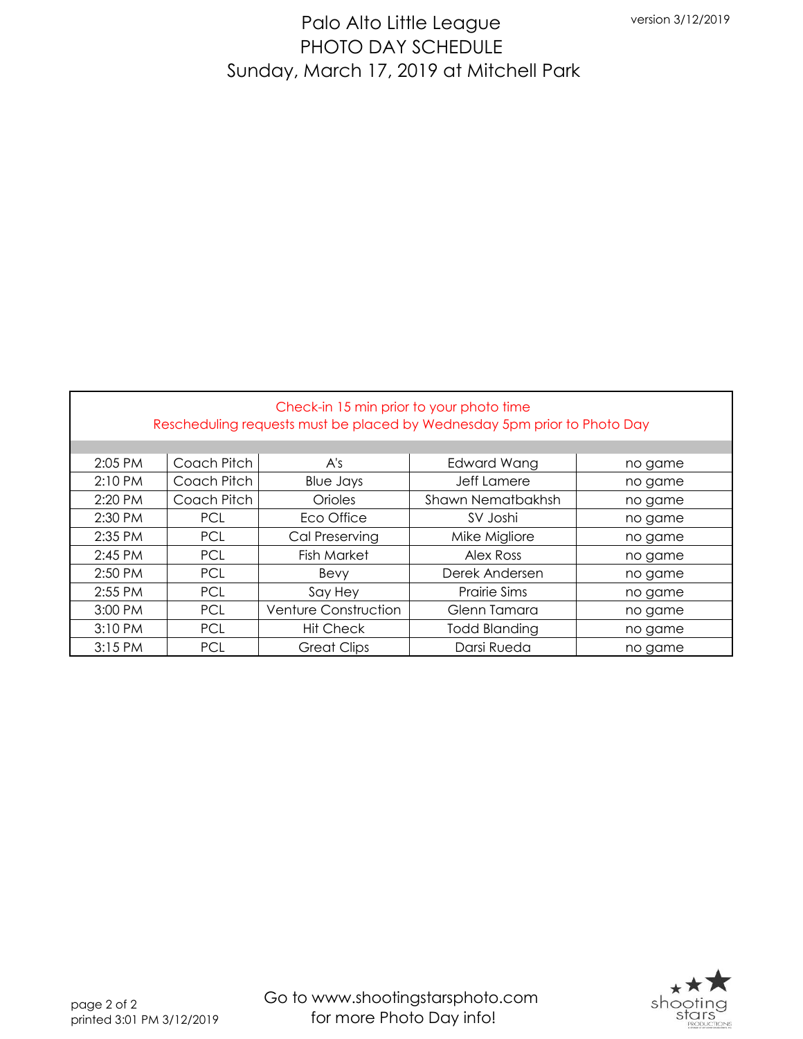Palo Alto Little League
PHOTO DAY SCHEDULE
Sunday, March 17, 2019 at Mitchell Park

version 3/12/2019

Check-in 15 min prior to your photo time
Rescheduling requests must be placed by Wednesday 5pm prior to Photo Day

| | | | | |
|---|---|---|---|---|
| 2:05 PM | Coach Pitch | A's | Edward Wang | no game |
| 2:10 PM | Coach Pitch | Blue Jays | Jeff Lamere | no game |
| 2:20 PM | Coach Pitch | Orioles | Shawn Nematbakhsh | no game |
| 2:30 PM | PCL | Eco Office | SV Joshi | no game |
| 2:35 PM | PCL | Cal Preserving | Mike Migliore | no game |
| 2:45 PM | PCL | Fish Market | Alex Ross | no game |
| 2:50 PM | PCL | Bevy | Derek Andersen | no game |
| 2:55 PM | PCL | Say Hey | Prairie Sims | no game |
| 3:00 PM | PCL | Venture Construction | Glenn Tamara | no game |
| 3:10 PM | PCL | Hit Check | Todd Blanding | no game |
| 3:15 PM | PCL | Great Clips | Darsi Rueda | no game |

printed 3:01 PM 3/12/2019

Go to www.shootingstarsphoto.com
for more Photo Day info!

shooting stars PRODUCTIONS